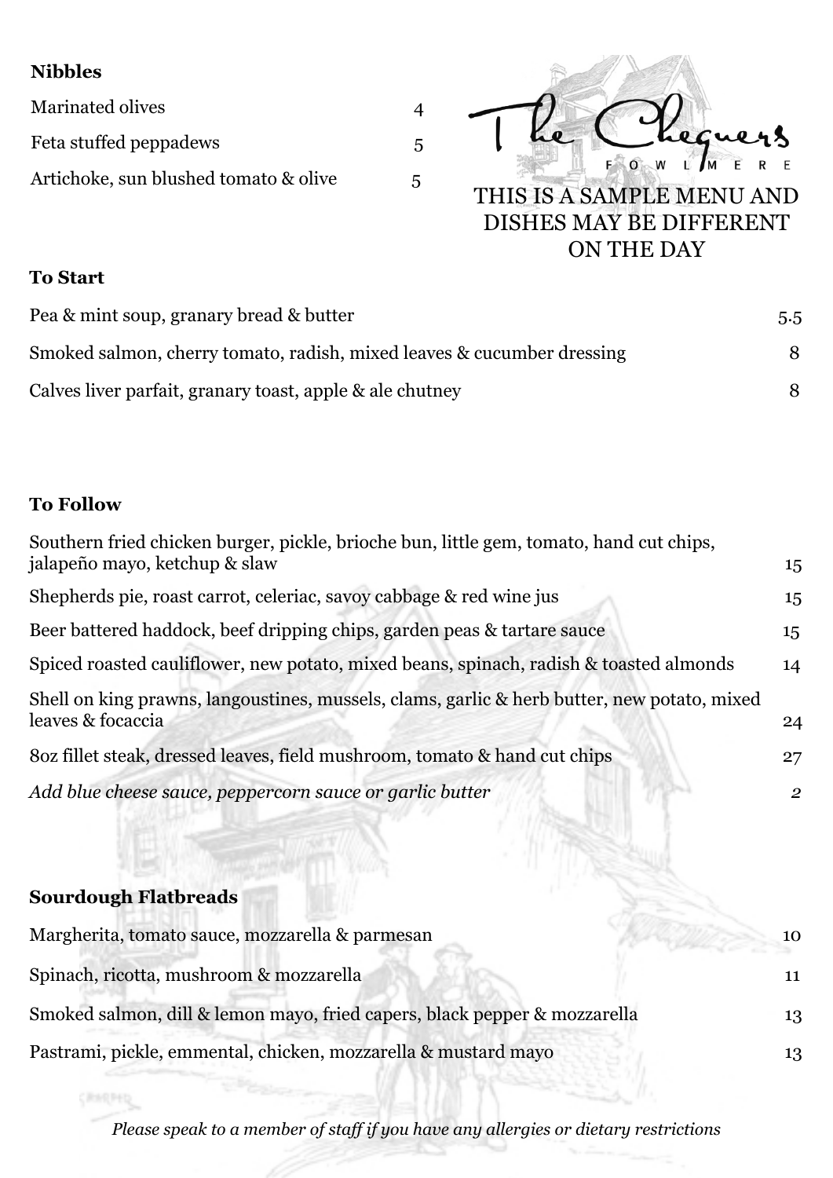## Nibbles

| | |
|---|---|
| Marinated olives | 4 |
| Feta stuffed peppadews | 5 |
| Artichoke, sun blushed tomato & olive | 5 |

# The Chequers

FOWLMERE

THIS IS A SAMPLE MENU AND DISHES MAY BE DIFFERENT ON THE DAY

## To Start

| | |
|---|---|
| Pea & mint soup, granary bread & butter | 5.5 |
| Smoked salmon, cherry tomato, radish, mixed leaves & cucumber dressing | 8 |
| Calves liver parfait, granary toast, apple & ale chutney | 8 |

## To Follow

| | |
|---|---|
| Southern fried chicken burger, pickle, brioche bun, little gem, tomato, hand cut chips, jalapeño mayo, ketchup & slaw | 15 |
| Shepherds pie, roast carrot, celeriac, savoy cabbage & red wine jus | 15 |
| Beer battered haddock, beef dripping chips, garden peas & tartare sauce | 15 |
| Spiced roasted cauliflower, new potato, mixed beans, spinach, radish & toasted almonds | 14 |
| Shell on king prawns, langoustines, mussels, clams, garlic & herb butter, new potato, mixed leaves & focaccia | 24 |
| 8oz fillet steak, dressed leaves, field mushroom, tomato & hand cut chips | 27 |
| *Add blue cheese sauce, peppercorn sauce or garlic butter* | *2* |

## Sourdough Flatbreads

| | |
|---|---|
| Margherita, tomato sauce, mozzarella & parmesan | 10 |
| Spinach, ricotta, mushroom & mozzarella | 11 |
| Smoked salmon, dill & lemon mayo, fried capers, black pepper & mozzarella | 13 |
| Pastrami, pickle, emmental, chicken, mozzarella & mustard mayo | 13 |

*Please speak to a member of staff if you have any allergies or dietary restrictions*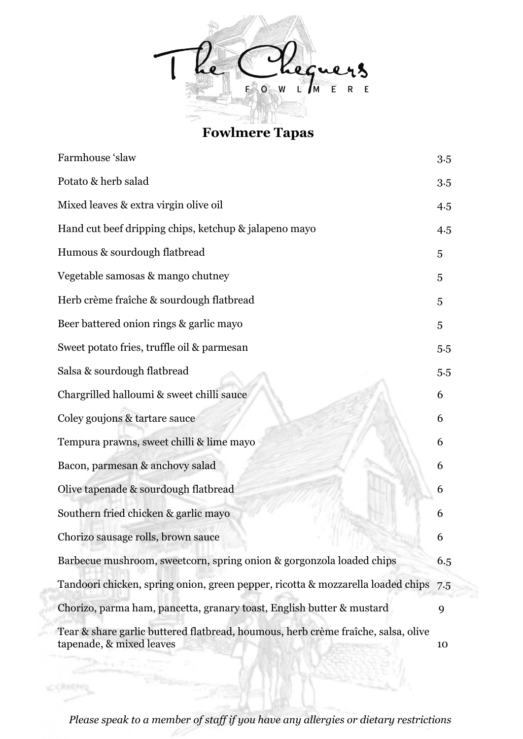# The Chequers

FOWLMERE

## Fowlmere Tapas

| | |
|---|---|
| Farmhouse 'slaw | 3.5 |
| Potato & herb salad | 3.5 |
| Mixed leaves & extra virgin olive oil | 4.5 |
| Hand cut beef dripping chips, ketchup & jalapeno mayo | 4.5 |
| Humous & sourdough flatbread | 5 |
| Vegetable samosas & mango chutney | 5 |
| Herb crème fraîche & sourdough flatbread | 5 |
| Beer battered onion rings & garlic mayo | 5 |
| Sweet potato fries, truffle oil & parmesan | 5.5 |
| Salsa & sourdough flatbread | 5.5 |
| Chargrilled halloumi & sweet chilli sauce | 6 |
| Coley goujons & tartare sauce | 6 |
| Tempura prawns, sweet chilli & lime mayo | 6 |
| Bacon, parmesan & anchovy salad | 6 |
| Olive tapenade & sourdough flatbread | 6 |
| Southern fried chicken & garlic mayo | 6 |
| Chorizo sausage rolls, brown sauce | 6 |
| Barbecue mushroom, sweetcorn, spring onion & gorgonzola loaded chips | 6.5 |
| Tandoori chicken, spring onion, green pepper, ricotta & mozzarella loaded chips | 7.5 |
| Chorizo, parma ham, pancetta, granary toast, English butter & mustard | 9 |
| Tear & share garlic buttered flatbread, houmous, herb crème fraîche, salsa, olive tapenade, & mixed leaves | 10 |

*Please speak to a member of staff if you have any allergies or dietary restrictions*